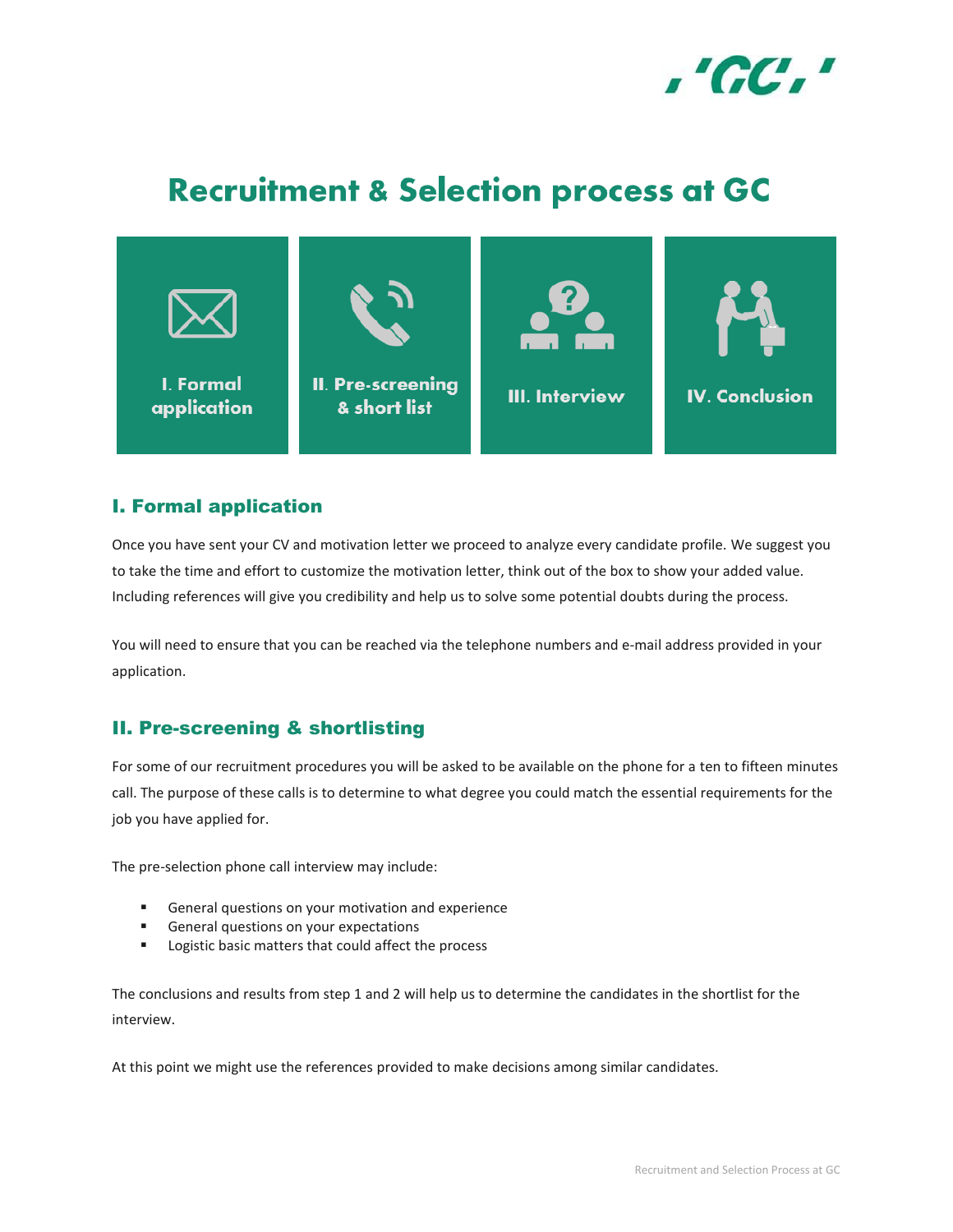# Recruitment & Selection process at GC

| I. Formal application | II. Pre-screening & short list | III. Interview | IV. Conclusion |
|---|---|---|---|

## I. Formal application

Once you have sent your CV and motivation letter we proceed to analyze every candidate profile. We suggest you to take the time and effort to customize the motivation letter, think out of the box to show your added value. Including references will give you credibility and help us to solve some potential doubts during the process.

You will need to ensure that you can be reached via the telephone numbers and e-mail address provided in your application.

## II. Pre-screening & shortlisting

For some of our recruitment procedures you will be asked to be available on the phone for a ten to fifteen minutes call. The purpose of these calls is to determine to what degree you could match the essential requirements for the job you have applied for.

The pre-selection phone call interview may include:

- General questions on your motivation and experience
- General questions on your expectations
- Logistic basic matters that could affect the process

The conclusions and results from step 1 and 2 will help us to determine the candidates in the shortlist for the interview.

At this point we might use the references provided to make decisions among similar candidates.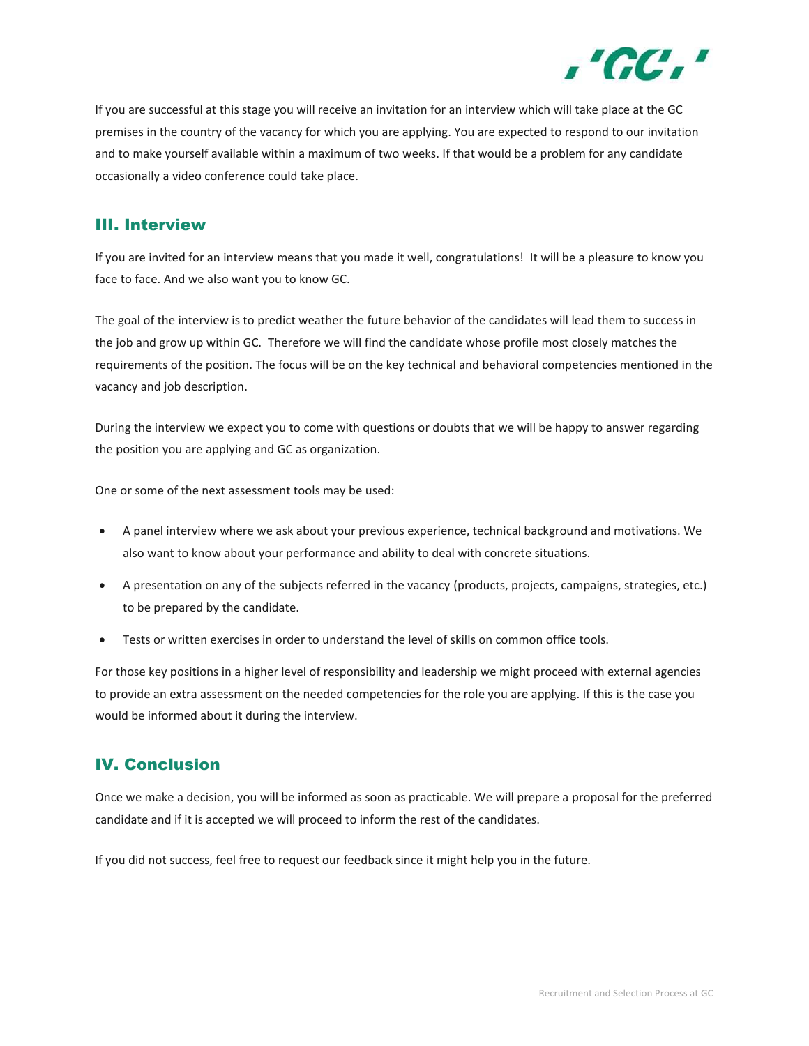If you are successful at this stage you will receive an invitation for an interview which will take place at the GC premises in the country of the vacancy for which you are applying. You are expected to respond to our invitation and to make yourself available within a maximum of two weeks. If that would be a problem for any candidate occasionally a video conference could take place.

## III. Interview

If you are invited for an interview means that you made it well, congratulations! It will be a pleasure to know you face to face. And we also want you to know GC.

The goal of the interview is to predict weather the future behavior of the candidates will lead them to success in the job and grow up within GC. Therefore we will find the candidate whose profile most closely matches the requirements of the position. The focus will be on the key technical and behavioral competencies mentioned in the vacancy and job description.

During the interview we expect you to come with questions or doubts that we will be happy to answer regarding the position you are applying and GC as organization.

One or some of the next assessment tools may be used:

- A panel interview where we ask about your previous experience, technical background and motivations. We also want to know about your performance and ability to deal with concrete situations.
- A presentation on any of the subjects referred in the vacancy (products, projects, campaigns, strategies, etc.) to be prepared by the candidate.
- Tests or written exercises in order to understand the level of skills on common office tools.

For those key positions in a higher level of responsibility and leadership we might proceed with external agencies to provide an extra assessment on the needed competencies for the role you are applying. If this is the case you would be informed about it during the interview.

## IV. Conclusion

Once we make a decision, you will be informed as soon as practicable. We will prepare a proposal for the preferred candidate and if it is accepted we will proceed to inform the rest of the candidates.

If you did not success, feel free to request our feedback since it might help you in the future.